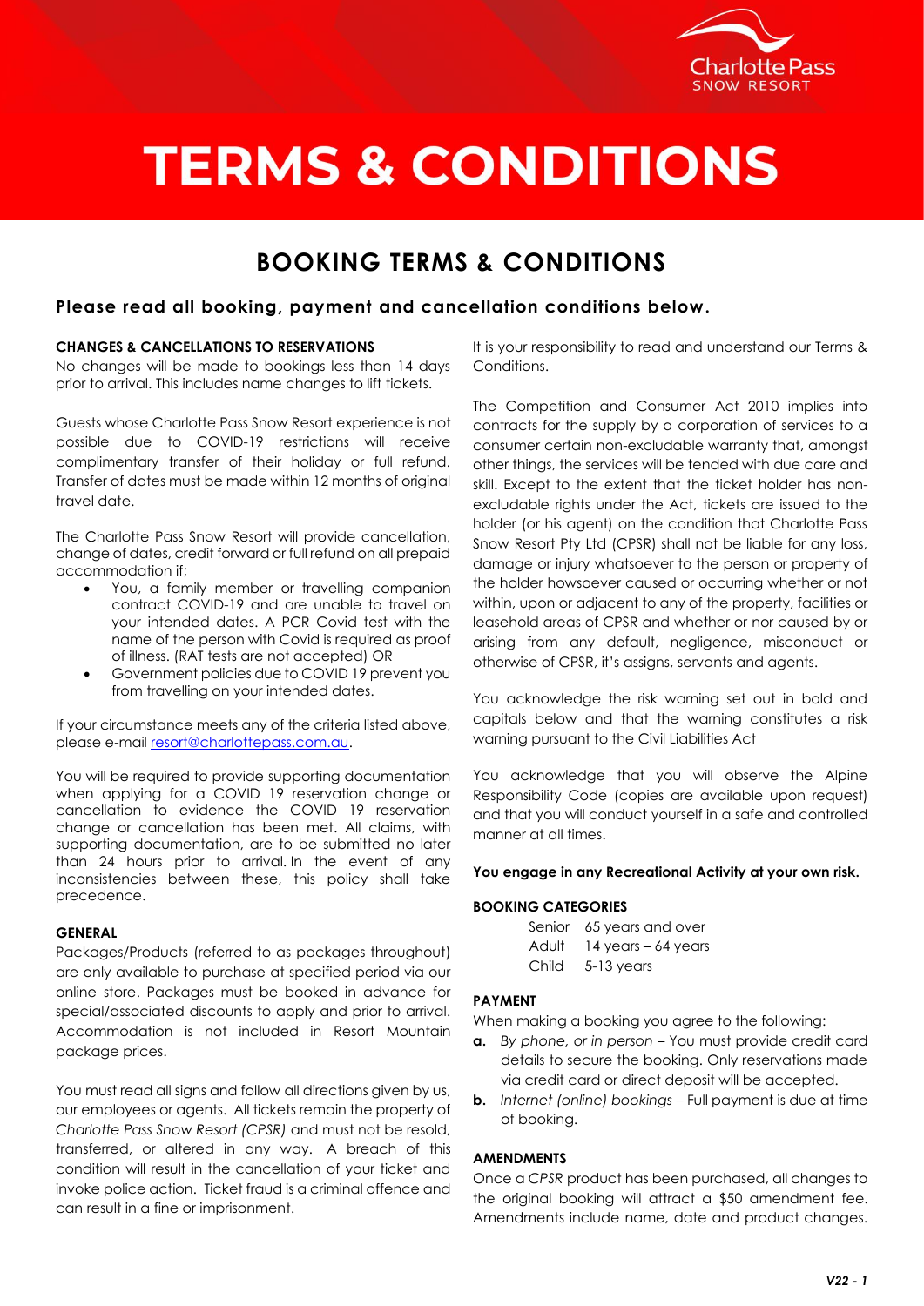# TERMS & CONDITIONS

## BOOKING TERMS & CONDITIONS

### Please read all booking, payment and cancellation conditions below.

**CHANGES & CANCELLATIONS TO RESERVATIONS**

No changes will be made to bookings less than 14 days prior to arrival. This includes name changes to lift tickets.

Guests whose Charlotte Pass Snow Resort experience is not possible due to COVID-19 restrictions will receive complimentary transfer of their holiday or full refund. Transfer of dates must be made within 12 months of original travel date.

The Charlotte Pass Snow Resort will provide cancellation, change of dates, credit forward or full refund on all prepaid accommodation if;

- You, a family member or travelling companion contract COVID-19 and are unable to travel on your intended dates. A PCR Covid test with the name of the person with Covid is required as proof of illness. (RAT tests are not accepted) OR
- Government policies due to COVID 19 prevent you from travelling on your intended dates.

If your circumstance meets any of the criteria listed above, please e-mail resort@charlottepass.com.au.

You will be required to provide supporting documentation when applying for a COVID 19 reservation change or cancellation to evidence the COVID 19 reservation change or cancellation has been met. All claims, with supporting documentation, are to be submitted no later than 24 hours prior to arrival. In the event of any inconsistencies between these, this policy shall take precedence.

**GENERAL**

Packages/Products (referred to as packages throughout) are only available to purchase at specified period via our online store. Packages must be booked in advance for special/associated discounts to apply and prior to arrival. Accommodation is not included in Resort Mountain package prices.

You must read all signs and follow all directions given by us, our employees or agents. All tickets remain the property of *Charlotte Pass Snow Resort (CPSR)* and must not be resold, transferred, or altered in any way. A breach of this condition will result in the cancellation of your ticket and invoke police action. Ticket fraud is a criminal offence and can result in a fine or imprisonment.

It is your responsibility to read and understand our Terms & Conditions.

The Competition and Consumer Act 2010 implies into contracts for the supply by a corporation of services to a consumer certain non-excludable warranty that, amongst other things, the services will be tended with due care and skill. Except to the extent that the ticket holder has non-excludable rights under the Act, tickets are issued to the holder (or his agent) on the condition that Charlotte Pass Snow Resort Pty Ltd (CPSR) shall not be liable for any loss, damage or injury whatsoever to the person or property of the holder howsoever caused or occurring whether or not within, upon or adjacent to any of the property, facilities or leasehold areas of CPSR and whether or nor caused by or arising from any default, negligence, misconduct or otherwise of CPSR, it's assigns, servants and agents.

You acknowledge the risk warning set out in bold and capitals below and that the warning constitutes a risk warning pursuant to the Civil Liabilities Act

You acknowledge that you will observe the Alpine Responsibility Code (copies are available upon request) and that you will conduct yourself in a safe and controlled manner at all times.

**You engage in any Recreational Activity at your own risk.**

**BOOKING CATEGORIES**

| | |
|---|---|
| Senior | 65 years and over |
| Adult | 14 years – 64 years |
| Child | 5-13 years |

**PAYMENT**

When making a booking you agree to the following:

**a.** *By phone, or in person* – You must provide credit card details to secure the booking. Only reservations made via credit card or direct deposit will be accepted.

**b.** *Internet (online) bookings* – Full payment is due at time of booking.

**AMENDMENTS**

Once a *CPSR* product has been purchased, all changes to the original booking will attract a $50 amendment fee. Amendments include name, date and product changes.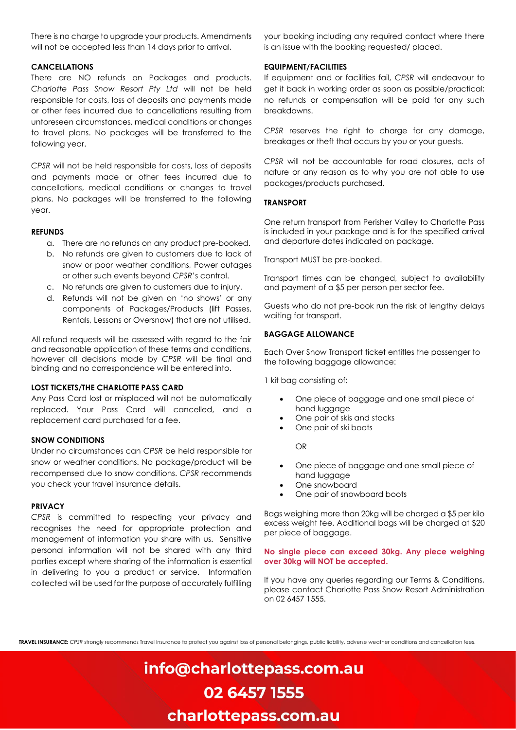There is no charge to upgrade your products. Amendments will not be accepted less than 14 days prior to arrival.

**CANCELLATIONS**

There are NO refunds on Packages and products. *Charlotte Pass Snow Resort Pty Ltd* will not be held responsible for costs, loss of deposits and payments made or other fees incurred due to cancellations resulting from unforeseen circumstances, medical conditions or changes to travel plans. No packages will be transferred to the following year.

*CPSR* will not be held responsible for costs, loss of deposits and payments made or other fees incurred due to cancellations, medical conditions or changes to travel plans. No packages will be transferred to the following year.

**REFUNDS**

a. There are no refunds on any product pre-booked.
b. No refunds are given to customers due to lack of snow or poor weather conditions, Power outages or other such events beyond *CPSR*'s control.
c. No refunds are given to customers due to injury.
d. Refunds will not be given on 'no shows' or any components of Packages/Products (lift Passes, Rentals, Lessons or Oversnow) that are not utilised.

All refund requests will be assessed with regard to the fair and reasonable application of these terms and conditions, however all decisions made by *CPSR* will be final and binding and no correspondence will be entered into.

**LOST TICKETS/THE CHARLOTTE PASS CARD**

Any Pass Card lost or misplaced will not be automatically replaced. Your Pass Card will cancelled, and a replacement card purchased for a fee.

**SNOW CONDITIONS**

Under no circumstances can *CPSR* be held responsible for snow or weather conditions. No package/product will be recompensed due to snow conditions. *CPSR* recommends you check your travel insurance details.

**PRIVACY**

*CPSR* is committed to respecting your privacy and recognises the need for appropriate protection and management of information you share with us. Sensitive personal information will not be shared with any third parties except where sharing of the information is essential in delivering to you a product or service. Information collected will be used for the purpose of accurately fulfilling your booking including any required contact where there is an issue with the booking requested/ placed.

**EQUIPMENT/FACILITIES**

If equipment and or facilities fail, *CPSR* will endeavour to get it back in working order as soon as possible/practical; no refunds or compensation will be paid for any such breakdowns.

*CPSR* reserves the right to charge for any damage, breakages or theft that occurs by you or your guests.

*CPSR* will not be accountable for road closures, acts of nature or any reason as to why you are not able to use packages/products purchased.

**TRANSPORT**

One return transport from Perisher Valley to Charlotte Pass is included in your package and is for the specified arrival and departure dates indicated on package.

Transport MUST be pre-booked.

Transport times can be changed, subject to availability and payment of a $5 per person per sector fee.

Guests who do not pre-book run the risk of lengthy delays waiting for transport.

**BAGGAGE ALLOWANCE**

Each Over Snow Transport ticket entitles the passenger to the following baggage allowance:

1 kit bag consisting of:

- One piece of baggage and one small piece of hand luggage
- One pair of skis and stocks
- One pair of ski boots

OR

- One piece of baggage and one small piece of hand luggage
- One snowboard
- One pair of snowboard boots

Bags weighing more than 20kg will be charged a $5 per kilo excess weight fee. Additional bags will be charged at $20 per piece of baggage.

**No single piece can exceed 30kg. Any piece weighing over 30kg will NOT be accepted.**

If you have any queries regarding our Terms & Conditions, please contact Charlotte Pass Snow Resort Administration on 02 6457 1555.

**TRAVEL INSURANCE:** *CPSR* strongly recommends Travel Insurance to protect you against loss of personal belongings, public liability, adverse weather conditions and cancellation fees.

**info@charlottepass.com.au**

**02 6457 1555**

**charlottepass.com.au**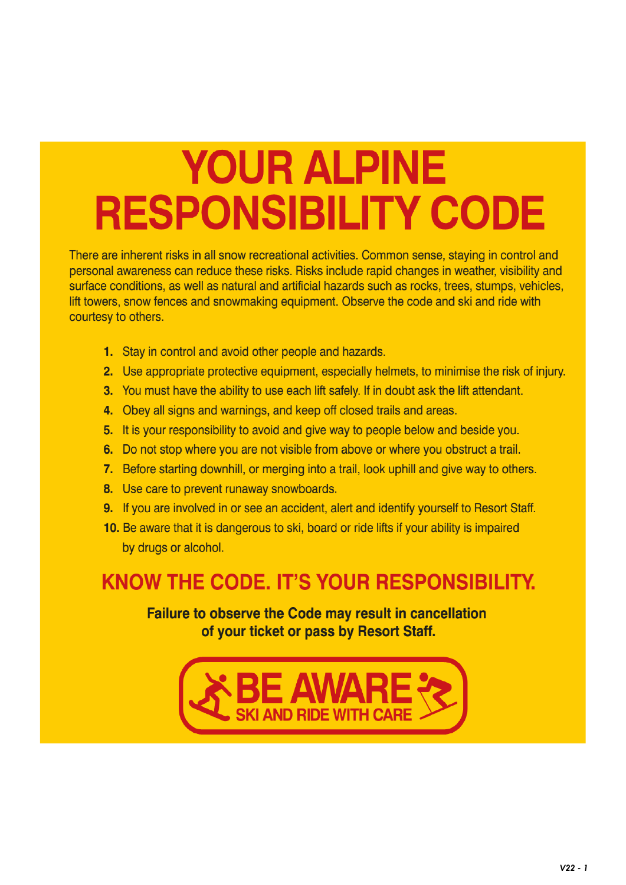# YOUR ALPINE RESPONSIBILITY CODE

There are inherent risks in all snow recreational activities. Common sense, staying in control and personal awareness can reduce these risks. Risks include rapid changes in weather, visibility and surface conditions, as well as natural and artificial hazards such as rocks, trees, stumps, vehicles, lift towers, snow fences and snowmaking equipment. Observe the code and ski and ride with courtesy to others.

1. Stay in control and avoid other people and hazards.
2. Use appropriate protective equipment, especially helmets, to minimise the risk of injury.
3. You must have the ability to use each lift safely. If in doubt ask the lift attendant.
4. Obey all signs and warnings, and keep off closed trails and areas.
5. It is your responsibility to avoid and give way to people below and beside you.
6. Do not stop where you are not visible from above or where you obstruct a trail.
7. Before starting downhill, or merging into a trail, look uphill and give way to others.
8. Use care to prevent runaway snowboards.
9. If you are involved in or see an accident, alert and identify yourself to Resort Staff.
10. Be aware that it is dangerous to ski, board or ride lifts if your ability is impaired by drugs or alcohol.

## KNOW THE CODE. IT'S YOUR RESPONSIBILITY.

**Failure to observe the Code may result in cancellation of your ticket or pass by Resort Staff.**

BE AWARE

SKI AND RIDE WITH CARE

*V22 - 1*